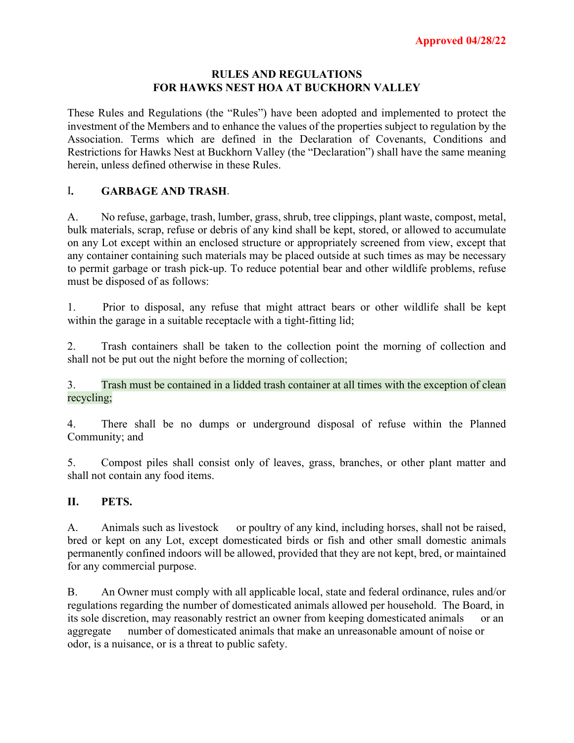**Approved 04/28/22**

# RULES AND REGULATIONS
# FOR HAWKS NEST HOA AT BUCKHORN VALLEY

These Rules and Regulations (the "Rules") have been adopted and implemented to protect the investment of the Members and to enhance the values of the properties subject to regulation by the Association. Terms which are defined in the Declaration of Covenants, Conditions and Restrictions for Hawks Nest at Buckhorn Valley (the "Declaration") shall have the same meaning herein, unless defined otherwise in these Rules.

## I. GARBAGE AND TRASH.

A. No refuse, garbage, trash, lumber, grass, shrub, tree clippings, plant waste, compost, metal, bulk materials, scrap, refuse or debris of any kind shall be kept, stored, or allowed to accumulate on any Lot except within an enclosed structure or appropriately screened from view, except that any container containing such materials may be placed outside at such times as may be necessary to permit garbage or trash pick-up. To reduce potential bear and other wildlife problems, refuse must be disposed of as follows:

1. Prior to disposal, any refuse that might attract bears or other wildlife shall be kept within the garage in a suitable receptacle with a tight-fitting lid;

2. Trash containers shall be taken to the collection point the morning of collection and shall not be put out the night before the morning of collection;

3. Trash must be contained in a lidded trash container at all times with the exception of clean recycling;

4. There shall be no dumps or underground disposal of refuse within the Planned Community; and

5. Compost piles shall consist only of leaves, grass, branches, or other plant matter and shall not contain any food items.

## II. PETS.

A. Animals such as livestock or poultry of any kind, including horses, shall not be raised, bred or kept on any Lot, except domesticated birds or fish and other small domestic animals permanently confined indoors will be allowed, provided that they are not kept, bred, or maintained for any commercial purpose.

B. An Owner must comply with all applicable local, state and federal ordinance, rules and/or regulations regarding the number of domesticated animals allowed per household. The Board, in its sole discretion, may reasonably restrict an owner from keeping domesticated animals or an aggregate number of domesticated animals that make an unreasonable amount of noise or odor, is a nuisance, or is a threat to public safety.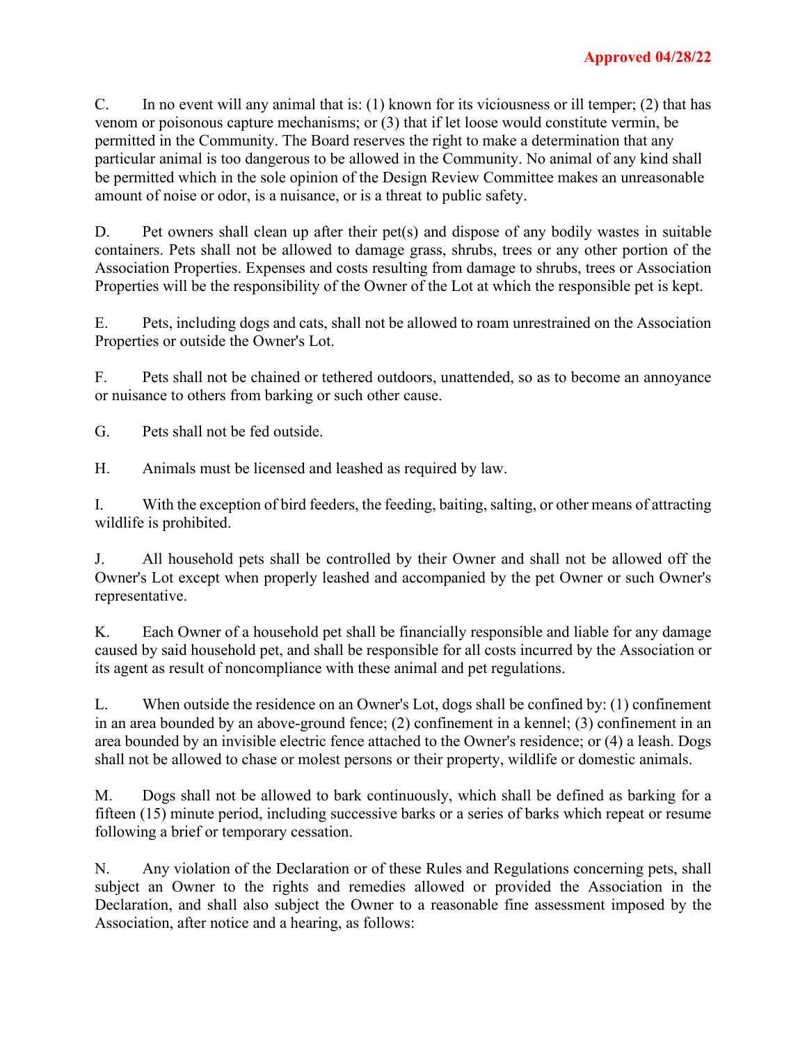**Approved 04/28/22**

C. In no event will any animal that is: (1) known for its viciousness or ill temper; (2) that has venom or poisonous capture mechanisms; or (3) that if let loose would constitute vermin, be permitted in the Community. The Board reserves the right to make a determination that any particular animal is too dangerous to be allowed in the Community. No animal of any kind shall be permitted which in the sole opinion of the Design Review Committee makes an unreasonable amount of noise or odor, is a nuisance, or is a threat to public safety.

D. Pet owners shall clean up after their pet(s) and dispose of any bodily wastes in suitable containers. Pets shall not be allowed to damage grass, shrubs, trees or any other portion of the Association Properties. Expenses and costs resulting from damage to shrubs, trees or Association Properties will be the responsibility of the Owner of the Lot at which the responsible pet is kept.

E. Pets, including dogs and cats, shall not be allowed to roam unrestrained on the Association Properties or outside the Owner's Lot.

F. Pets shall not be chained or tethered outdoors, unattended, so as to become an annoyance or nuisance to others from barking or such other cause.

G. Pets shall not be fed outside.

H. Animals must be licensed and leashed as required by law.

I. With the exception of bird feeders, the feeding, baiting, salting, or other means of attracting wildlife is prohibited.

J. All household pets shall be controlled by their Owner and shall not be allowed off the Owner's Lot except when properly leashed and accompanied by the pet Owner or such Owner's representative.

K. Each Owner of a household pet shall be financially responsible and liable for any damage caused by said household pet, and shall be responsible for all costs incurred by the Association or its agent as result of noncompliance with these animal and pet regulations.

L. When outside the residence on an Owner's Lot, dogs shall be confined by: (1) confinement in an area bounded by an above-ground fence; (2) confinement in a kennel; (3) confinement in an area bounded by an invisible electric fence attached to the Owner's residence; or (4) a leash. Dogs shall not be allowed to chase or molest persons or their property, wildlife or domestic animals.

M. Dogs shall not be allowed to bark continuously, which shall be defined as barking for a fifteen (15) minute period, including successive barks or a series of barks which repeat or resume following a brief or temporary cessation.

N. Any violation of the Declaration or of these Rules and Regulations concerning pets, shall subject an Owner to the rights and remedies allowed or provided the Association in the Declaration, and shall also subject the Owner to a reasonable fine assessment imposed by the Association, after notice and a hearing, as follows: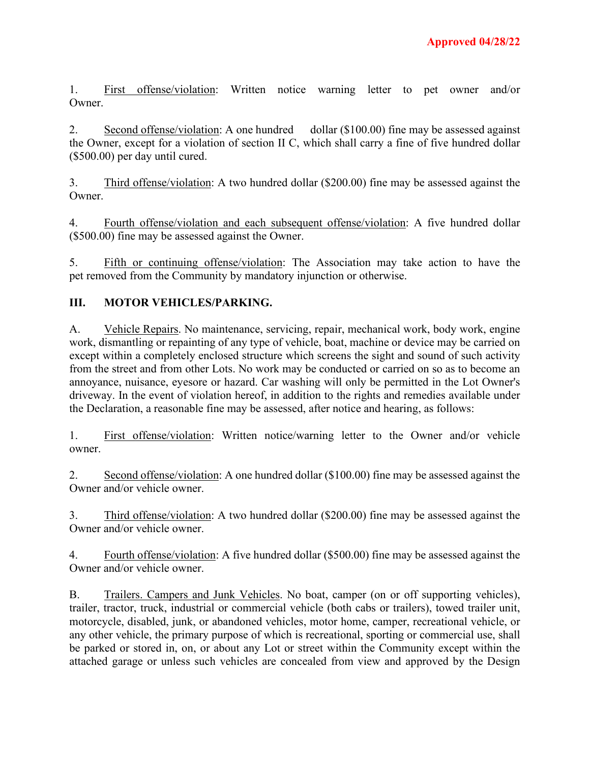**Approved 04/28/22**

1. First offense/violation: Written notice warning letter to pet owner and/or Owner.

2. Second offense/violation: A one hundred dollar ($100.00) fine may be assessed against the Owner, except for a violation of section II C, which shall carry a fine of five hundred dollar ($500.00) per day until cured.

3. Third offense/violation: A two hundred dollar ($200.00) fine may be assessed against the Owner.

4. Fourth offense/violation and each subsequent offense/violation: A five hundred dollar ($500.00) fine may be assessed against the Owner.

5. Fifth or continuing offense/violation: The Association may take action to have the pet removed from the Community by mandatory injunction or otherwise.

## III. MOTOR VEHICLES/PARKING.

A. Vehicle Repairs. No maintenance, servicing, repair, mechanical work, body work, engine work, dismantling or repainting of any type of vehicle, boat, machine or device may be carried on except within a completely enclosed structure which screens the sight and sound of such activity from the street and from other Lots. No work may be conducted or carried on so as to become an annoyance, nuisance, eyesore or hazard. Car washing will only be permitted in the Lot Owner's driveway. In the event of violation hereof, in addition to the rights and remedies available under the Declaration, a reasonable fine may be assessed, after notice and hearing, as follows:

1. First offense/violation: Written notice/warning letter to the Owner and/or vehicle owner.

2. Second offense/violation: A one hundred dollar ($100.00) fine may be assessed against the Owner and/or vehicle owner.

3. Third offense/violation: A two hundred dollar ($200.00) fine may be assessed against the Owner and/or vehicle owner.

4. Fourth offense/violation: A five hundred dollar ($500.00) fine may be assessed against the Owner and/or vehicle owner.

B. Trailers. Campers and Junk Vehicles. No boat, camper (on or off supporting vehicles), trailer, tractor, truck, industrial or commercial vehicle (both cabs or trailers), towed trailer unit, motorcycle, disabled, junk, or abandoned vehicles, motor home, camper, recreational vehicle, or any other vehicle, the primary purpose of which is recreational, sporting or commercial use, shall be parked or stored in, on, or about any Lot or street within the Community except within the attached garage or unless such vehicles are concealed from view and approved by the Design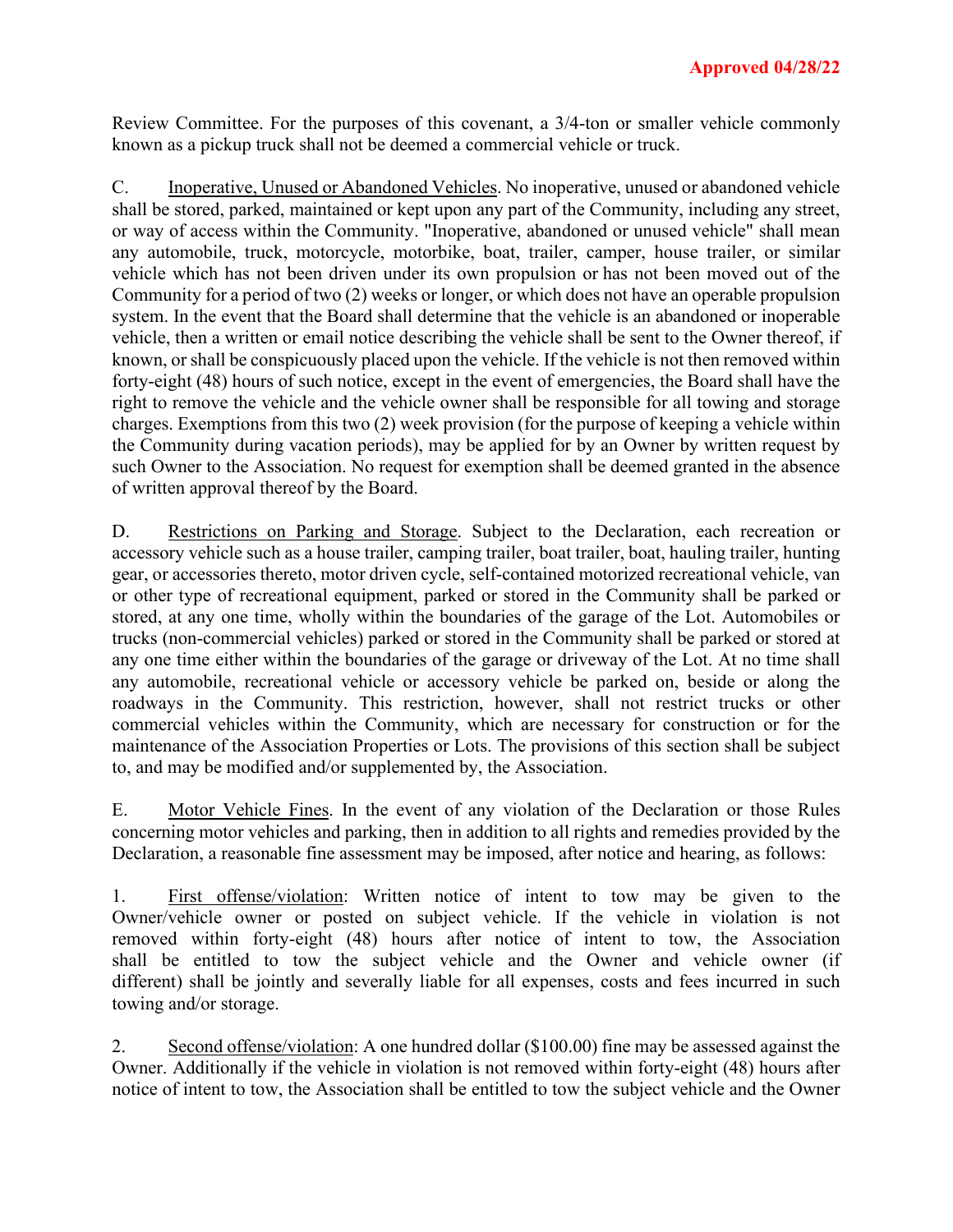Review Committee. For the purposes of this covenant, a 3/4-ton or smaller vehicle commonly known as a pickup truck shall not be deemed a commercial vehicle or truck.

C. <u>Inoperative, Unused or Abandoned Vehicles</u>. No inoperative, unused or abandoned vehicle shall be stored, parked, maintained or kept upon any part of the Community, including any street, or way of access within the Community. "Inoperative, abandoned or unused vehicle" shall mean any automobile, truck, motorcycle, motorbike, boat, trailer, camper, house trailer, or similar vehicle which has not been driven under its own propulsion or has not been moved out of the Community for a period of two (2) weeks or longer, or which does not have an operable propulsion system. In the event that the Board shall determine that the vehicle is an abandoned or inoperable vehicle, then a written or email notice describing the vehicle shall be sent to the Owner thereof, if known, or shall be conspicuously placed upon the vehicle. If the vehicle is not then removed within forty-eight (48) hours of such notice, except in the event of emergencies, the Board shall have the right to remove the vehicle and the vehicle owner shall be responsible for all towing and storage charges. Exemptions from this two (2) week provision (for the purpose of keeping a vehicle within the Community during vacation periods), may be applied for by an Owner by written request by such Owner to the Association. No request for exemption shall be deemed granted in the absence of written approval thereof by the Board.

D. <u>Restrictions on Parking and Storage</u>. Subject to the Declaration, each recreation or accessory vehicle such as a house trailer, camping trailer, boat trailer, boat, hauling trailer, hunting gear, or accessories thereto, motor driven cycle, self-contained motorized recreational vehicle, van or other type of recreational equipment, parked or stored in the Community shall be parked or stored, at any one time, wholly within the boundaries of the garage of the Lot. Automobiles or trucks (non-commercial vehicles) parked or stored in the Community shall be parked or stored at any one time either within the boundaries of the garage or driveway of the Lot. At no time shall any automobile, recreational vehicle or accessory vehicle be parked on, beside or along the roadways in the Community. This restriction, however, shall not restrict trucks or other commercial vehicles within the Community, which are necessary for construction or for the maintenance of the Association Properties or Lots. The provisions of this section shall be subject to, and may be modified and/or supplemented by, the Association.

E. <u>Motor Vehicle Fines</u>. In the event of any violation of the Declaration or those Rules concerning motor vehicles and parking, then in addition to all rights and remedies provided by the Declaration, a reasonable fine assessment may be imposed, after notice and hearing, as follows:

1. <u>First offense/violation</u>: Written notice of intent to tow may be given to the Owner/vehicle owner or posted on subject vehicle. If the vehicle in violation is not removed within forty-eight (48) hours after notice of intent to tow, the Association shall be entitled to tow the subject vehicle and the Owner and vehicle owner (if different) shall be jointly and severally liable for all expenses, costs and fees incurred in such towing and/or storage.

2. <u>Second offense/violation</u>: A one hundred dollar ($100.00) fine may be assessed against the Owner. Additionally if the vehicle in violation is not removed within forty-eight (48) hours after notice of intent to tow, the Association shall be entitled to tow the subject vehicle and the Owner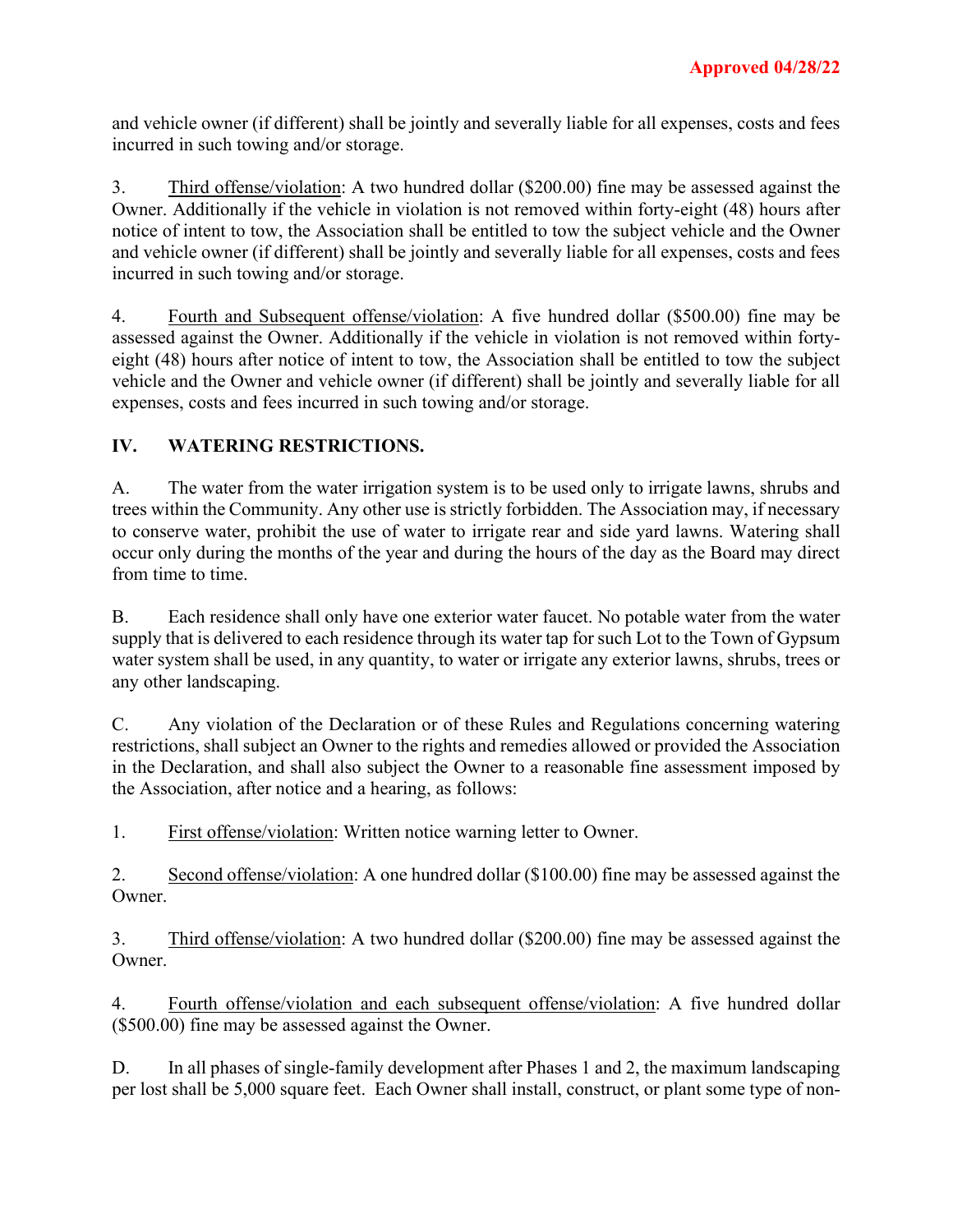and vehicle owner (if different) shall be jointly and severally liable for all expenses, costs and fees incurred in such towing and/or storage.

3. Third offense/violation: A two hundred dollar ($200.00) fine may be assessed against the Owner. Additionally if the vehicle in violation is not removed within forty-eight (48) hours after notice of intent to tow, the Association shall be entitled to tow the subject vehicle and the Owner and vehicle owner (if different) shall be jointly and severally liable for all expenses, costs and fees incurred in such towing and/or storage.

4. Fourth and Subsequent offense/violation: A five hundred dollar ($500.00) fine may be assessed against the Owner. Additionally if the vehicle in violation is not removed within forty-eight (48) hours after notice of intent to tow, the Association shall be entitled to tow the subject vehicle and the Owner and vehicle owner (if different) shall be jointly and severally liable for all expenses, costs and fees incurred in such towing and/or storage.

## IV. WATERING RESTRICTIONS.

A. The water from the water irrigation system is to be used only to irrigate lawns, shrubs and trees within the Community. Any other use is strictly forbidden. The Association may, if necessary to conserve water, prohibit the use of water to irrigate rear and side yard lawns. Watering shall occur only during the months of the year and during the hours of the day as the Board may direct from time to time.

B. Each residence shall only have one exterior water faucet. No potable water from the water supply that is delivered to each residence through its water tap for such Lot to the Town of Gypsum water system shall be used, in any quantity, to water or irrigate any exterior lawns, shrubs, trees or any other landscaping.

C. Any violation of the Declaration or of these Rules and Regulations concerning watering restrictions, shall subject an Owner to the rights and remedies allowed or provided the Association in the Declaration, and shall also subject the Owner to a reasonable fine assessment imposed by the Association, after notice and a hearing, as follows:

1. First offense/violation: Written notice warning letter to Owner.

2. Second offense/violation: A one hundred dollar ($100.00) fine may be assessed against the Owner.

3. Third offense/violation: A two hundred dollar ($200.00) fine may be assessed against the Owner.

4. Fourth offense/violation and each subsequent offense/violation: A five hundred dollar ($500.00) fine may be assessed against the Owner.

D. In all phases of single-family development after Phases 1 and 2, the maximum landscaping per lost shall be 5,000 square feet. Each Owner shall install, construct, or plant some type of non-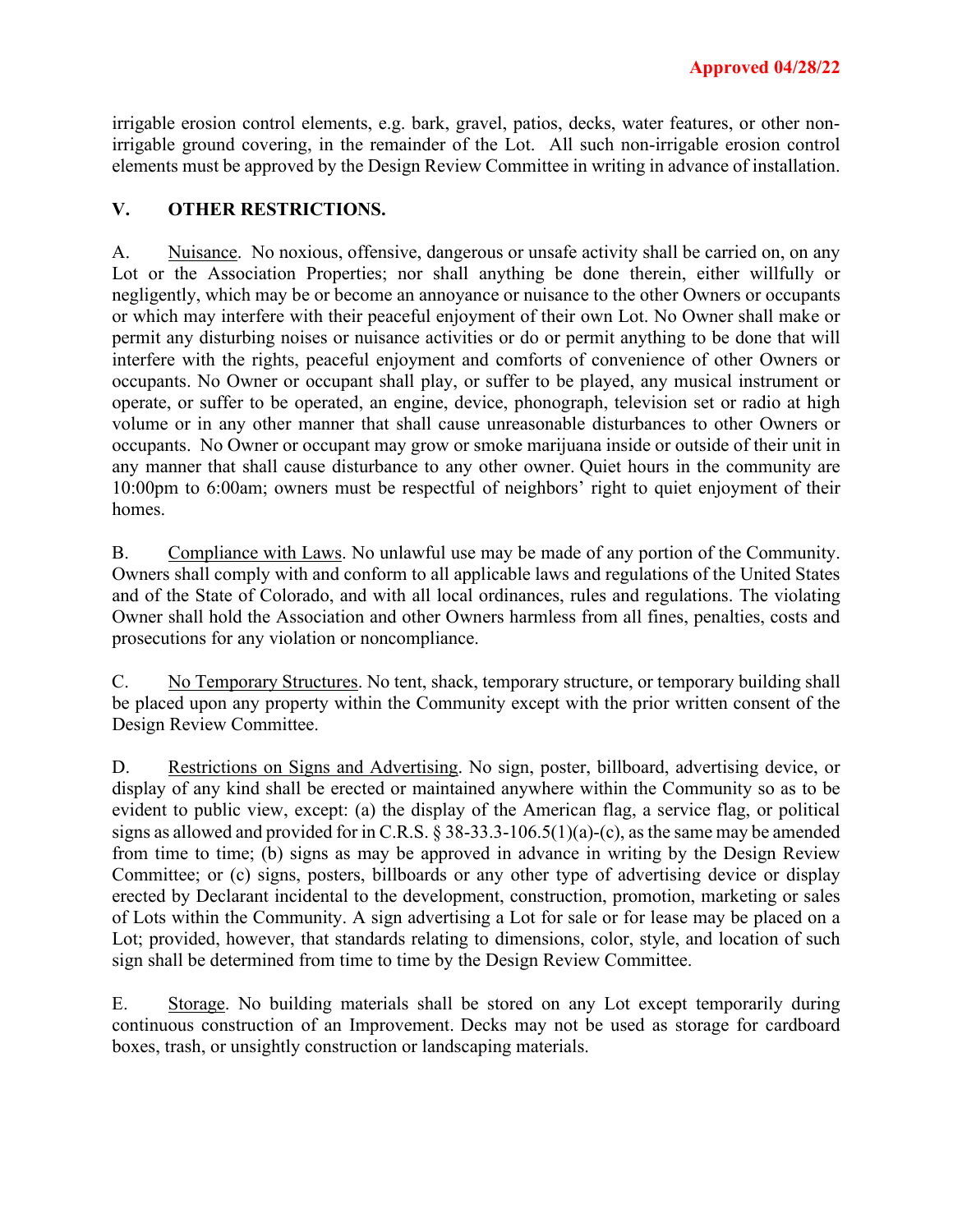irrigable erosion control elements, e.g. bark, gravel, patios, decks, water features, or other non-irrigable ground covering, in the remainder of the Lot. All such non-irrigable erosion control elements must be approved by the Design Review Committee in writing in advance of installation.

## V. OTHER RESTRICTIONS.

A. Nuisance. No noxious, offensive, dangerous or unsafe activity shall be carried on, on any Lot or the Association Properties; nor shall anything be done therein, either willfully or negligently, which may be or become an annoyance or nuisance to the other Owners or occupants or which may interfere with their peaceful enjoyment of their own Lot. No Owner shall make or permit any disturbing noises or nuisance activities or do or permit anything to be done that will interfere with the rights, peaceful enjoyment and comforts of convenience of other Owners or occupants. No Owner or occupant shall play, or suffer to be played, any musical instrument or operate, or suffer to be operated, an engine, device, phonograph, television set or radio at high volume or in any other manner that shall cause unreasonable disturbances to other Owners or occupants. No Owner or occupant may grow or smoke marijuana inside or outside of their unit in any manner that shall cause disturbance to any other owner. Quiet hours in the community are 10:00pm to 6:00am; owners must be respectful of neighbors' right to quiet enjoyment of their homes.

B. Compliance with Laws. No unlawful use may be made of any portion of the Community. Owners shall comply with and conform to all applicable laws and regulations of the United States and of the State of Colorado, and with all local ordinances, rules and regulations. The violating Owner shall hold the Association and other Owners harmless from all fines, penalties, costs and prosecutions for any violation or noncompliance.

C. No Temporary Structures. No tent, shack, temporary structure, or temporary building shall be placed upon any property within the Community except with the prior written consent of the Design Review Committee.

D. Restrictions on Signs and Advertising. No sign, poster, billboard, advertising device, or display of any kind shall be erected or maintained anywhere within the Community so as to be evident to public view, except: (a) the display of the American flag, a service flag, or political signs as allowed and provided for in C.R.S. § 38-33.3-106.5(1)(a)-(c), as the same may be amended from time to time; (b) signs as may be approved in advance in writing by the Design Review Committee; or (c) signs, posters, billboards or any other type of advertising device or display erected by Declarant incidental to the development, construction, promotion, marketing or sales of Lots within the Community. A sign advertising a Lot for sale or for lease may be placed on a Lot; provided, however, that standards relating to dimensions, color, style, and location of such sign shall be determined from time to time by the Design Review Committee.

E. Storage. No building materials shall be stored on any Lot except temporarily during continuous construction of an Improvement. Decks may not be used as storage for cardboard boxes, trash, or unsightly construction or landscaping materials.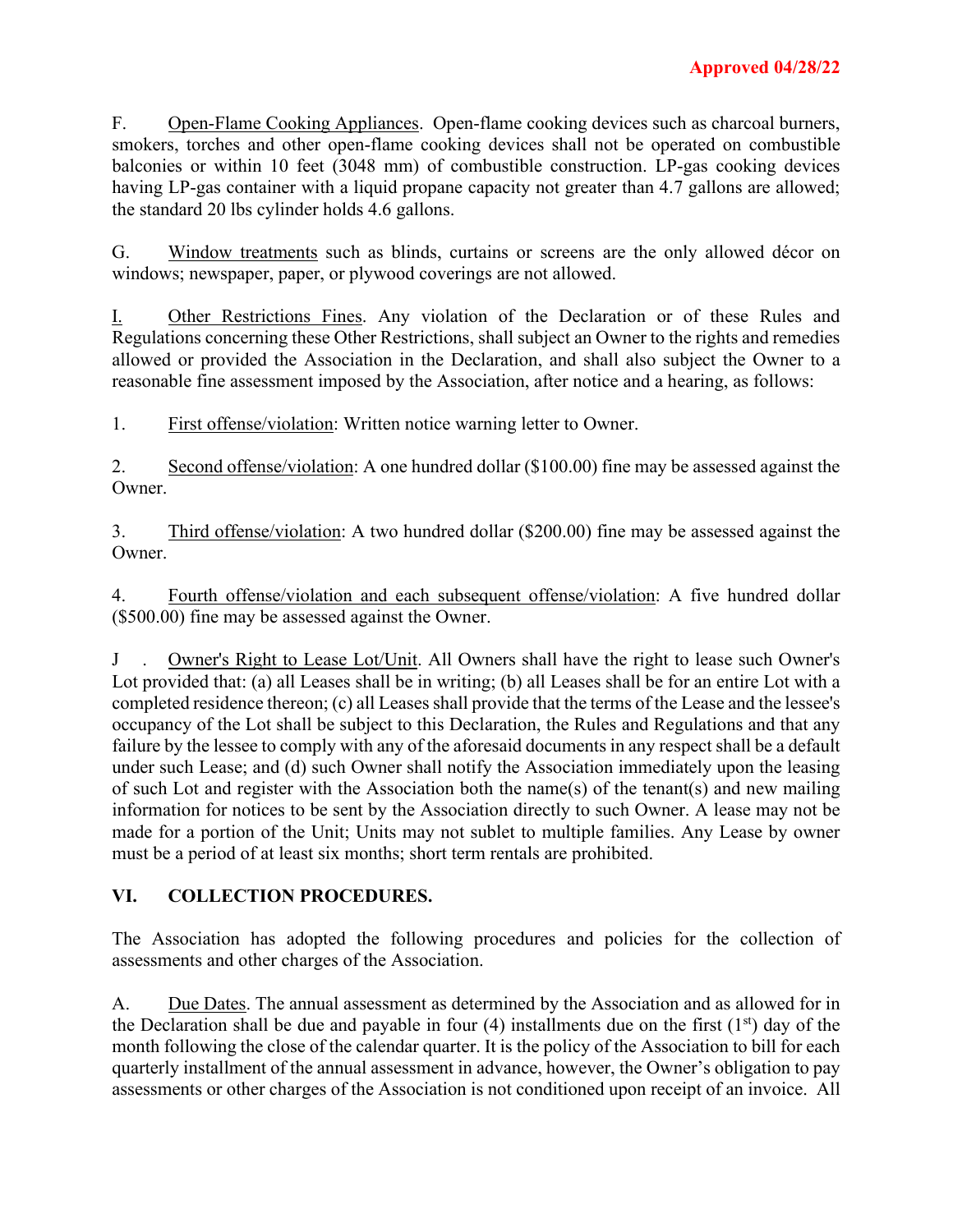**Approved 04/28/22**

F. Open-Flame Cooking Appliances. Open-flame cooking devices such as charcoal burners, smokers, torches and other open-flame cooking devices shall not be operated on combustible balconies or within 10 feet (3048 mm) of combustible construction. LP-gas cooking devices having LP-gas container with a liquid propane capacity not greater than 4.7 gallons are allowed; the standard 20 lbs cylinder holds 4.6 gallons.

G. Window treatments such as blinds, curtains or screens are the only allowed décor on windows; newspaper, paper, or plywood coverings are not allowed.

I. Other Restrictions Fines. Any violation of the Declaration or of these Rules and Regulations concerning these Other Restrictions, shall subject an Owner to the rights and remedies allowed or provided the Association in the Declaration, and shall also subject the Owner to a reasonable fine assessment imposed by the Association, after notice and a hearing, as follows:

1. First offense/violation: Written notice warning letter to Owner.

2. Second offense/violation: A one hundred dollar ($100.00) fine may be assessed against the Owner.

3. Third offense/violation: A two hundred dollar ($200.00) fine may be assessed against the Owner.

4. Fourth offense/violation and each subsequent offense/violation: A five hundred dollar ($500.00) fine may be assessed against the Owner.

J . Owner's Right to Lease Lot/Unit. All Owners shall have the right to lease such Owner's Lot provided that: (a) all Leases shall be in writing; (b) all Leases shall be for an entire Lot with a completed residence thereon; (c) all Leases shall provide that the terms of the Lease and the lessee's occupancy of the Lot shall be subject to this Declaration, the Rules and Regulations and that any failure by the lessee to comply with any of the aforesaid documents in any respect shall be a default under such Lease; and (d) such Owner shall notify the Association immediately upon the leasing of such Lot and register with the Association both the name(s) of the tenant(s) and new mailing information for notices to be sent by the Association directly to such Owner. A lease may not be made for a portion of the Unit; Units may not sublet to multiple families. Any Lease by owner must be a period of at least six months; short term rentals are prohibited.

## VI. COLLECTION PROCEDURES.

The Association has adopted the following procedures and policies for the collection of assessments and other charges of the Association.

A. Due Dates. The annual assessment as determined by the Association and as allowed for in the Declaration shall be due and payable in four (4) installments due on the first (1st) day of the month following the close of the calendar quarter. It is the policy of the Association to bill for each quarterly installment of the annual assessment in advance, however, the Owner's obligation to pay assessments or other charges of the Association is not conditioned upon receipt of an invoice. All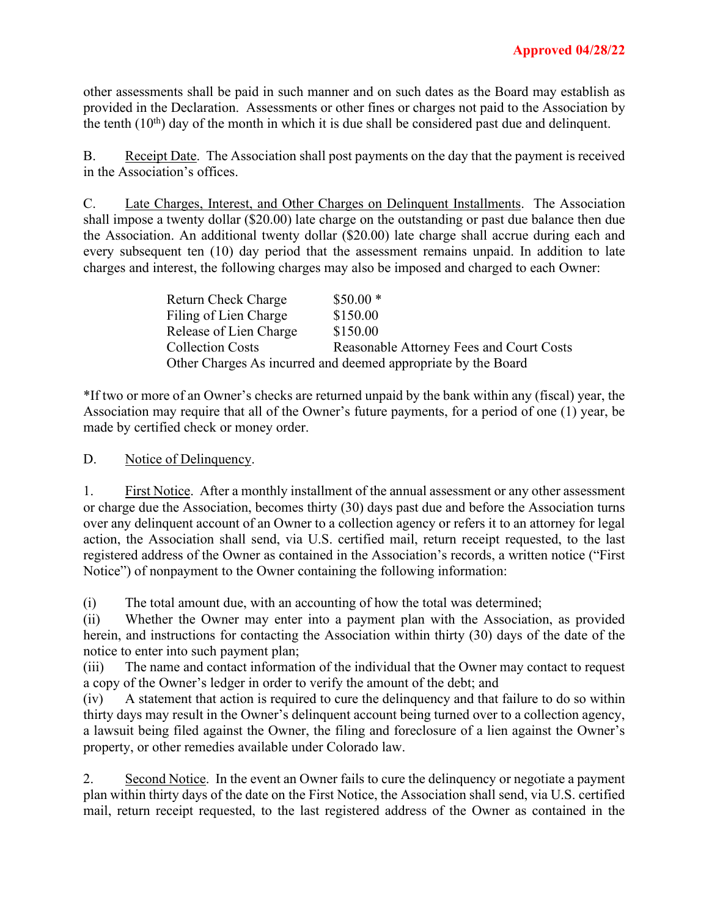Approved 04/28/22

other assessments shall be paid in such manner and on such dates as the Board may establish as provided in the Declaration. Assessments or other fines or charges not paid to the Association by the tenth (10th) day of the month in which it is due shall be considered past due and delinquent.

B. Receipt Date. The Association shall post payments on the day that the payment is received in the Association's offices.

C. Late Charges, Interest, and Other Charges on Delinquent Installments. The Association shall impose a twenty dollar ($20.00) late charge on the outstanding or past due balance then due the Association. An additional twenty dollar ($20.00) late charge shall accrue during each and every subsequent ten (10) day period that the assessment remains unpaid. In addition to late charges and interest, the following charges may also be imposed and charged to each Owner:

| | |
|---|---|
| Return Check Charge | $50.00 * |
| Filing of Lien Charge | $150.00 |
| Release of Lien Charge | $150.00 |
| Collection Costs | Reasonable Attorney Fees and Court Costs |
| Other Charges As incurred and deemed appropriate by the Board | |

*If two or more of an Owner's checks are returned unpaid by the bank within any (fiscal) year, the Association may require that all of the Owner's future payments, for a period of one (1) year, be made by certified check or money order.

D. Notice of Delinquency.

1. First Notice. After a monthly installment of the annual assessment or any other assessment or charge due the Association, becomes thirty (30) days past due and before the Association turns over any delinquent account of an Owner to a collection agency or refers it to an attorney for legal action, the Association shall send, via U.S. certified mail, return receipt requested, to the last registered address of the Owner as contained in the Association's records, a written notice ("First Notice") of nonpayment to the Owner containing the following information:

(i) The total amount due, with an accounting of how the total was determined;
(ii) Whether the Owner may enter into a payment plan with the Association, as provided herein, and instructions for contacting the Association within thirty (30) days of the date of the notice to enter into such payment plan;
(iii) The name and contact information of the individual that the Owner may contact to request a copy of the Owner's ledger in order to verify the amount of the debt; and
(iv) A statement that action is required to cure the delinquency and that failure to do so within thirty days may result in the Owner's delinquent account being turned over to a collection agency, a lawsuit being filed against the Owner, the filing and foreclosure of a lien against the Owner's property, or other remedies available under Colorado law.

2. Second Notice. In the event an Owner fails to cure the delinquency or negotiate a payment plan within thirty days of the date on the First Notice, the Association shall send, via U.S. certified mail, return receipt requested, to the last registered address of the Owner as contained in the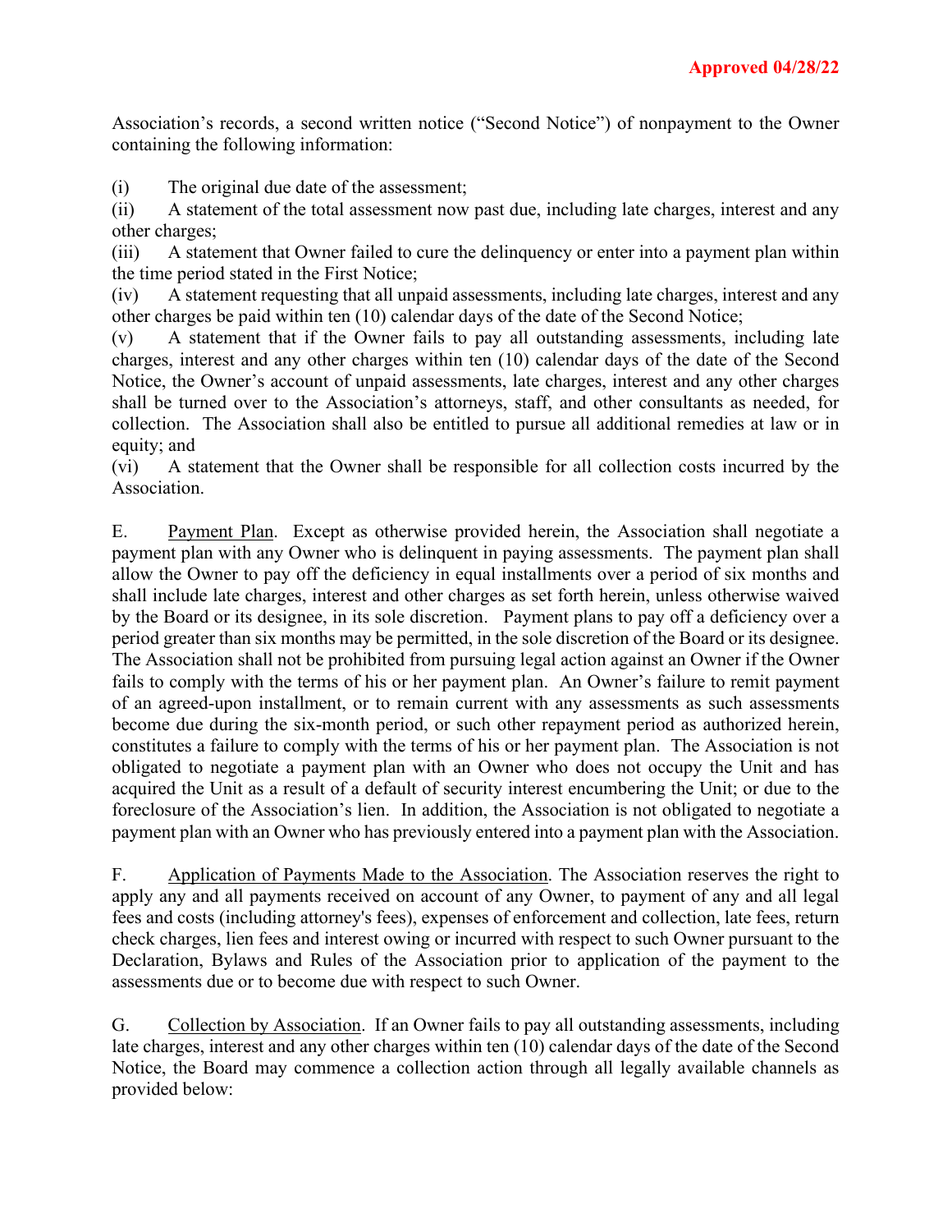Association's records, a second written notice ("Second Notice") of nonpayment to the Owner containing the following information:

(i) The original due date of the assessment;

(ii) A statement of the total assessment now past due, including late charges, interest and any other charges;

(iii) A statement that Owner failed to cure the delinquency or enter into a payment plan within the time period stated in the First Notice;

(iv) A statement requesting that all unpaid assessments, including late charges, interest and any other charges be paid within ten (10) calendar days of the date of the Second Notice;

(v) A statement that if the Owner fails to pay all outstanding assessments, including late charges, interest and any other charges within ten (10) calendar days of the date of the Second Notice, the Owner's account of unpaid assessments, late charges, interest and any other charges shall be turned over to the Association's attorneys, staff, and other consultants as needed, for collection. The Association shall also be entitled to pursue all additional remedies at law or in equity; and

(vi) A statement that the Owner shall be responsible for all collection costs incurred by the Association.

E. Payment Plan. Except as otherwise provided herein, the Association shall negotiate a payment plan with any Owner who is delinquent in paying assessments. The payment plan shall allow the Owner to pay off the deficiency in equal installments over a period of six months and shall include late charges, interest and other charges as set forth herein, unless otherwise waived by the Board or its designee, in its sole discretion. Payment plans to pay off a deficiency over a period greater than six months may be permitted, in the sole discretion of the Board or its designee. The Association shall not be prohibited from pursuing legal action against an Owner if the Owner fails to comply with the terms of his or her payment plan. An Owner's failure to remit payment of an agreed-upon installment, or to remain current with any assessments as such assessments become due during the six-month period, or such other repayment period as authorized herein, constitutes a failure to comply with the terms of his or her payment plan. The Association is not obligated to negotiate a payment plan with an Owner who does not occupy the Unit and has acquired the Unit as a result of a default of security interest encumbering the Unit; or due to the foreclosure of the Association's lien. In addition, the Association is not obligated to negotiate a payment plan with an Owner who has previously entered into a payment plan with the Association.

F. Application of Payments Made to the Association. The Association reserves the right to apply any and all payments received on account of any Owner, to payment of any and all legal fees and costs (including attorney's fees), expenses of enforcement and collection, late fees, return check charges, lien fees and interest owing or incurred with respect to such Owner pursuant to the Declaration, Bylaws and Rules of the Association prior to application of the payment to the assessments due or to become due with respect to such Owner.

G. Collection by Association. If an Owner fails to pay all outstanding assessments, including late charges, interest and any other charges within ten (10) calendar days of the date of the Second Notice, the Board may commence a collection action through all legally available channels as provided below: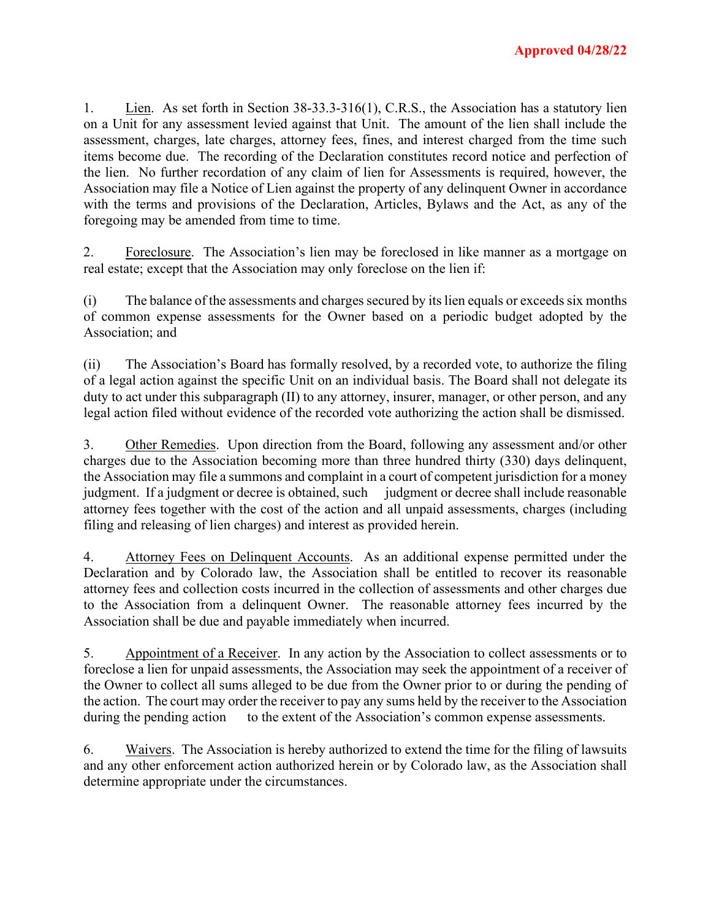**Approved 04/28/22**

1. Lien. As set forth in Section 38-33.3-316(1), C.R.S., the Association has a statutory lien on a Unit for any assessment levied against that Unit. The amount of the lien shall include the assessment, charges, late charges, attorney fees, fines, and interest charged from the time such items become due. The recording of the Declaration constitutes record notice and perfection of the lien. No further recordation of any claim of lien for Assessments is required, however, the Association may file a Notice of Lien against the property of any delinquent Owner in accordance with the terms and provisions of the Declaration, Articles, Bylaws and the Act, as any of the foregoing may be amended from time to time.

2. Foreclosure. The Association's lien may be foreclosed in like manner as a mortgage on real estate; except that the Association may only foreclose on the lien if:

(i) The balance of the assessments and charges secured by its lien equals or exceeds six months of common expense assessments for the Owner based on a periodic budget adopted by the Association; and

(ii) The Association's Board has formally resolved, by a recorded vote, to authorize the filing of a legal action against the specific Unit on an individual basis. The Board shall not delegate its duty to act under this subparagraph (II) to any attorney, insurer, manager, or other person, and any legal action filed without evidence of the recorded vote authorizing the action shall be dismissed.

3. Other Remedies. Upon direction from the Board, following any assessment and/or other charges due to the Association becoming more than three hundred thirty (330) days delinquent, the Association may file a summons and complaint in a court of competent jurisdiction for a money judgment. If a judgment or decree is obtained, such judgment or decree shall include reasonable attorney fees together with the cost of the action and all unpaid assessments, charges (including filing and releasing of lien charges) and interest as provided herein.

4. Attorney Fees on Delinquent Accounts. As an additional expense permitted under the Declaration and by Colorado law, the Association shall be entitled to recover its reasonable attorney fees and collection costs incurred in the collection of assessments and other charges due to the Association from a delinquent Owner. The reasonable attorney fees incurred by the Association shall be due and payable immediately when incurred.

5. Appointment of a Receiver. In any action by the Association to collect assessments or to foreclose a lien for unpaid assessments, the Association may seek the appointment of a receiver of the Owner to collect all sums alleged to be due from the Owner prior to or during the pending of the action. The court may order the receiver to pay any sums held by the receiver to the Association during the pending action to the extent of the Association's common expense assessments.

6. Waivers. The Association is hereby authorized to extend the time for the filing of lawsuits and any other enforcement action authorized herein or by Colorado law, as the Association shall determine appropriate under the circumstances.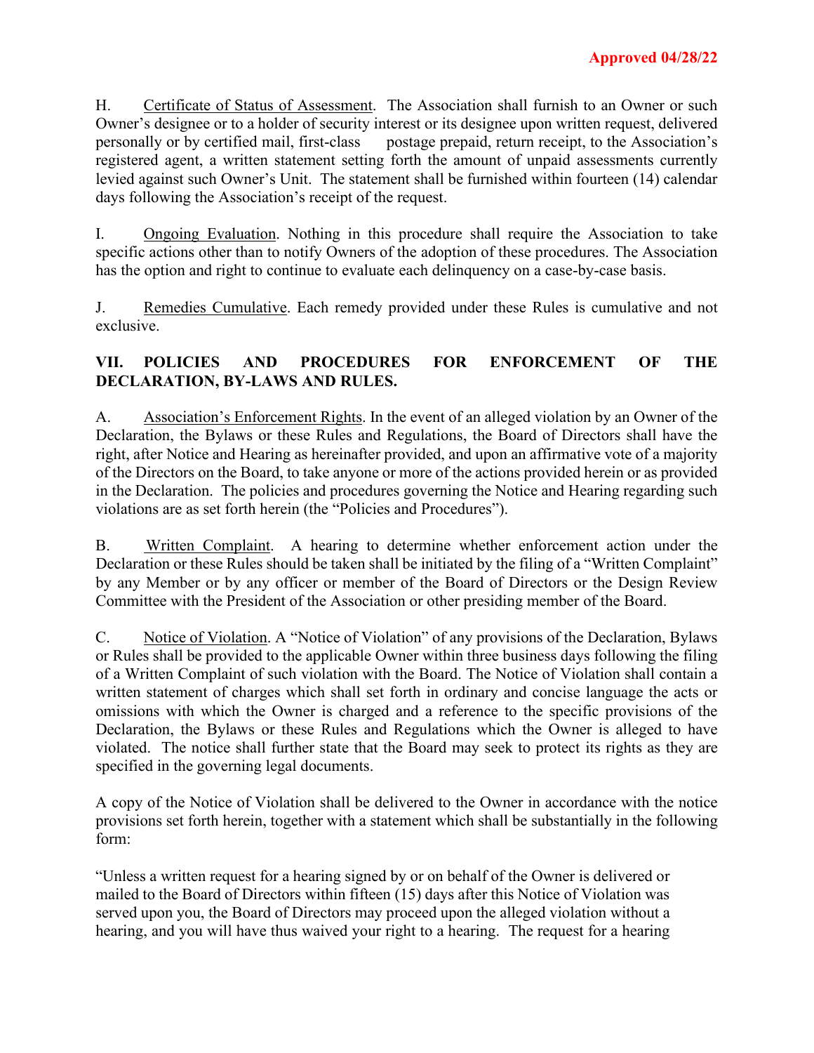H. <u>Certificate of Status of Assessment</u>. The Association shall furnish to an Owner or such Owner's designee or to a holder of security interest or its designee upon written request, delivered personally or by certified mail, first-class postage prepaid, return receipt, to the Association's registered agent, a written statement setting forth the amount of unpaid assessments currently levied against such Owner's Unit. The statement shall be furnished within fourteen (14) calendar days following the Association's receipt of the request.

I. <u>Ongoing Evaluation</u>. Nothing in this procedure shall require the Association to take specific actions other than to notify Owners of the adoption of these procedures. The Association has the option and right to continue to evaluate each delinquency on a case-by-case basis.

J. <u>Remedies Cumulative</u>. Each remedy provided under these Rules is cumulative and not exclusive.

## VII. POLICIES AND PROCEDURES FOR ENFORCEMENT OF THE DECLARATION, BY-LAWS AND RULES.

A. <u>Association's Enforcement Rights</u>. In the event of an alleged violation by an Owner of the Declaration, the Bylaws or these Rules and Regulations, the Board of Directors shall have the right, after Notice and Hearing as hereinafter provided, and upon an affirmative vote of a majority of the Directors on the Board, to take anyone or more of the actions provided herein or as provided in the Declaration. The policies and procedures governing the Notice and Hearing regarding such violations are as set forth herein (the "Policies and Procedures").

B. <u>Written Complaint</u>. A hearing to determine whether enforcement action under the Declaration or these Rules should be taken shall be initiated by the filing of a "Written Complaint" by any Member or by any officer or member of the Board of Directors or the Design Review Committee with the President of the Association or other presiding member of the Board.

C. <u>Notice of Violation</u>. A "Notice of Violation" of any provisions of the Declaration, Bylaws or Rules shall be provided to the applicable Owner within three business days following the filing of a Written Complaint of such violation with the Board. The Notice of Violation shall contain a written statement of charges which shall set forth in ordinary and concise language the acts or omissions with which the Owner is charged and a reference to the specific provisions of the Declaration, the Bylaws or these Rules and Regulations which the Owner is alleged to have violated. The notice shall further state that the Board may seek to protect its rights as they are specified in the governing legal documents.

A copy of the Notice of Violation shall be delivered to the Owner in accordance with the notice provisions set forth herein, together with a statement which shall be substantially in the following form:

"Unless a written request for a hearing signed by or on behalf of the Owner is delivered or mailed to the Board of Directors within fifteen (15) days after this Notice of Violation was served upon you, the Board of Directors may proceed upon the alleged violation without a hearing, and you will have thus waived your right to a hearing. The request for a hearing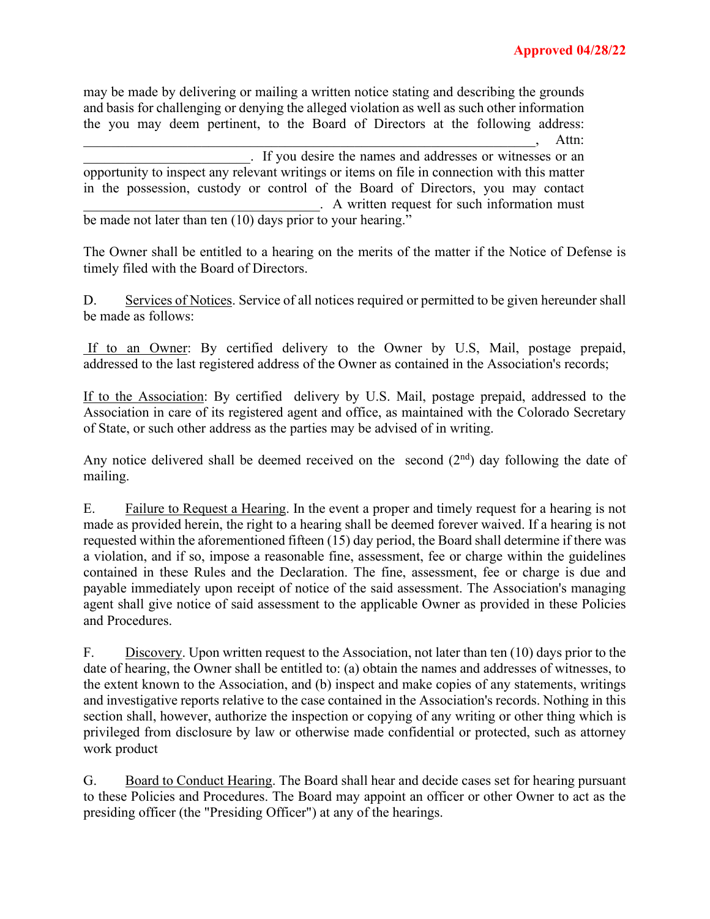may be made by delivering or mailing a written notice stating and describing the grounds and basis for challenging or denying the alleged violation as well as such other information the you may deem pertinent, to the Board of Directors at the following address: ____________________________________________________________, Attn: ________________________. If you desire the names and addresses or witnesses or an opportunity to inspect any relevant writings or items on file in connection with this matter in the possession, custody or control of the Board of Directors, you may contact ________________________________. A written request for such information must be made not later than ten (10) days prior to your hearing."

The Owner shall be entitled to a hearing on the merits of the matter if the Notice of Defense is timely filed with the Board of Directors.

D. Services of Notices. Service of all notices required or permitted to be given hereunder shall be made as follows:

If to an Owner: By certified delivery to the Owner by U.S, Mail, postage prepaid, addressed to the last registered address of the Owner as contained in the Association's records;

If to the Association: By certified delivery by U.S. Mail, postage prepaid, addressed to the Association in care of its registered agent and office, as maintained with the Colorado Secretary of State, or such other address as the parties may be advised of in writing.

Any notice delivered shall be deemed received on the second (2nd) day following the date of mailing.

E. Failure to Request a Hearing. In the event a proper and timely request for a hearing is not made as provided herein, the right to a hearing shall be deemed forever waived. If a hearing is not requested within the aforementioned fifteen (15) day period, the Board shall determine if there was a violation, and if so, impose a reasonable fine, assessment, fee or charge within the guidelines contained in these Rules and the Declaration. The fine, assessment, fee or charge is due and payable immediately upon receipt of notice of the said assessment. The Association's managing agent shall give notice of said assessment to the applicable Owner as provided in these Policies and Procedures.

F. Discovery. Upon written request to the Association, not later than ten (10) days prior to the date of hearing, the Owner shall be entitled to: (a) obtain the names and addresses of witnesses, to the extent known to the Association, and (b) inspect and make copies of any statements, writings and investigative reports relative to the case contained in the Association's records. Nothing in this section shall, however, authorize the inspection or copying of any writing or other thing which is privileged from disclosure by law or otherwise made confidential or protected, such as attorney work product

G. Board to Conduct Hearing. The Board shall hear and decide cases set for hearing pursuant to these Policies and Procedures. The Board may appoint an officer or other Owner to act as the presiding officer (the "Presiding Officer") at any of the hearings.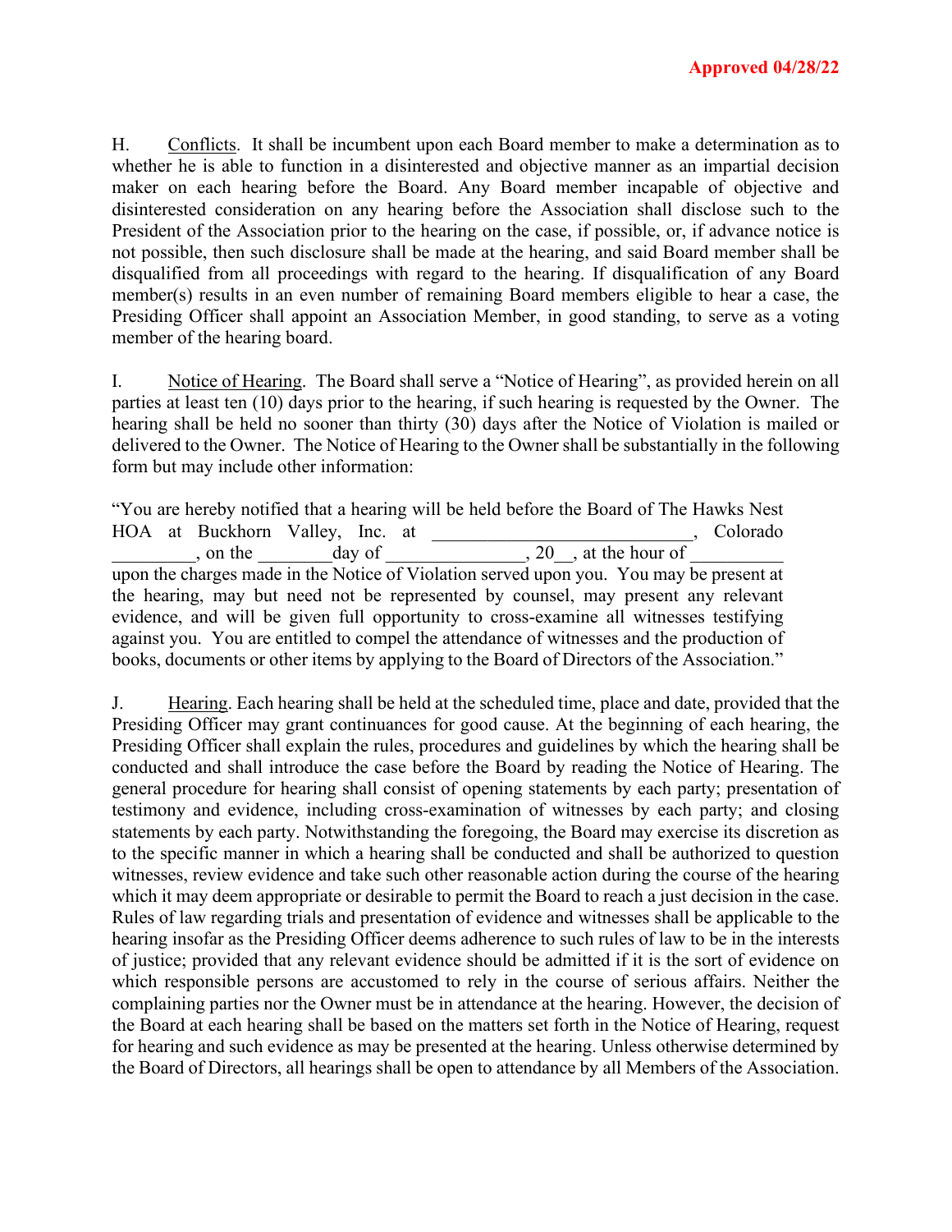**Approved 04/28/22**

H. Conflicts. It shall be incumbent upon each Board member to make a determination as to whether he is able to function in a disinterested and objective manner as an impartial decision maker on each hearing before the Board. Any Board member incapable of objective and disinterested consideration on any hearing before the Association shall disclose such to the President of the Association prior to the hearing on the case, if possible, or, if advance notice is not possible, then such disclosure shall be made at the hearing, and said Board member shall be disqualified from all proceedings with regard to the hearing. If disqualification of any Board member(s) results in an even number of remaining Board members eligible to hear a case, the Presiding Officer shall appoint an Association Member, in good standing, to serve as a voting member of the hearing board.

I. Notice of Hearing. The Board shall serve a "Notice of Hearing", as provided herein on all parties at least ten (10) days prior to the hearing, if such hearing is requested by the Owner. The hearing shall be held no sooner than thirty (30) days after the Notice of Violation is mailed or delivered to the Owner. The Notice of Hearing to the Owner shall be substantially in the following form but may include other information:

"You are hereby notified that a hearing will be held before the Board of The Hawks Nest HOA at Buckhorn Valley, Inc. at ____________________________, Colorado _________, on the ________day of _______________, 20__, at the hour of __________ upon the charges made in the Notice of Violation served upon you. You may be present at the hearing, may but need not be represented by counsel, may present any relevant evidence, and will be given full opportunity to cross-examine all witnesses testifying against you. You are entitled to compel the attendance of witnesses and the production of books, documents or other items by applying to the Board of Directors of the Association."

J. Hearing. Each hearing shall be held at the scheduled time, place and date, provided that the Presiding Officer may grant continuances for good cause. At the beginning of each hearing, the Presiding Officer shall explain the rules, procedures and guidelines by which the hearing shall be conducted and shall introduce the case before the Board by reading the Notice of Hearing. The general procedure for hearing shall consist of opening statements by each party; presentation of testimony and evidence, including cross-examination of witnesses by each party; and closing statements by each party. Notwithstanding the foregoing, the Board may exercise its discretion as to the specific manner in which a hearing shall be conducted and shall be authorized to question witnesses, review evidence and take such other reasonable action during the course of the hearing which it may deem appropriate or desirable to permit the Board to reach a just decision in the case. Rules of law regarding trials and presentation of evidence and witnesses shall be applicable to the hearing insofar as the Presiding Officer deems adherence to such rules of law to be in the interests of justice; provided that any relevant evidence should be admitted if it is the sort of evidence on which responsible persons are accustomed to rely in the course of serious affairs. Neither the complaining parties nor the Owner must be in attendance at the hearing. However, the decision of the Board at each hearing shall be based on the matters set forth in the Notice of Hearing, request for hearing and such evidence as may be presented at the hearing. Unless otherwise determined by the Board of Directors, all hearings shall be open to attendance by all Members of the Association.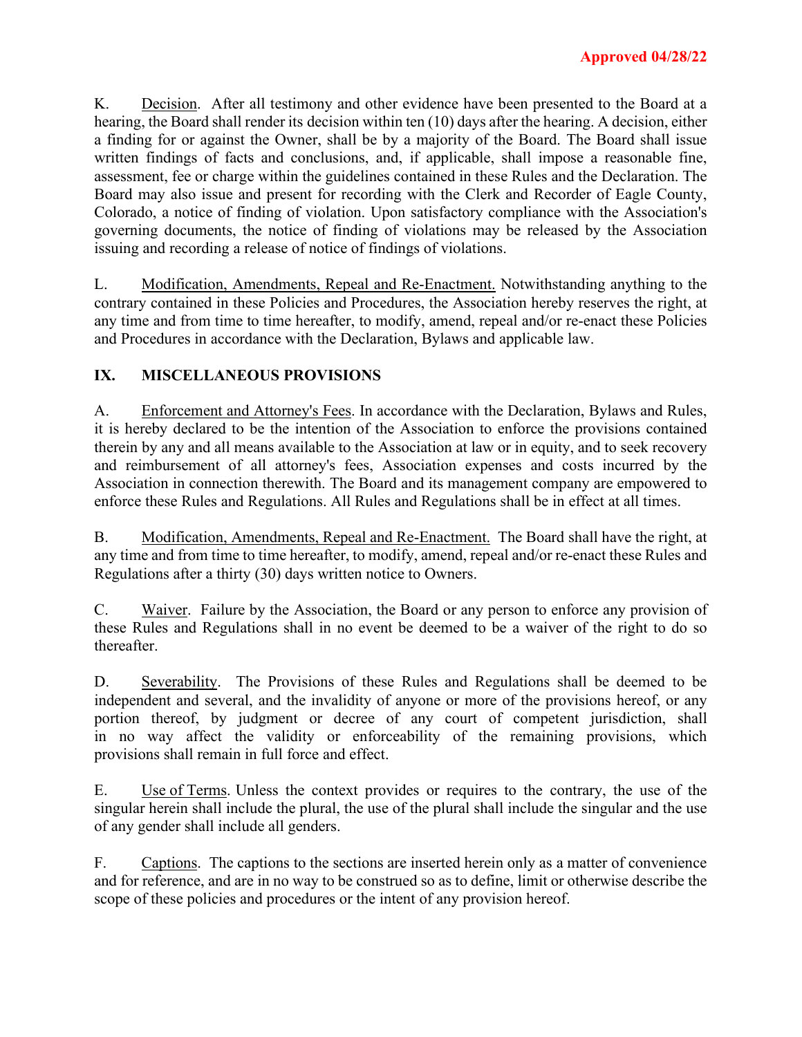Approved 04/28/22

K. Decision. After all testimony and other evidence have been presented to the Board at a hearing, the Board shall render its decision within ten (10) days after the hearing. A decision, either a finding for or against the Owner, shall be by a majority of the Board. The Board shall issue written findings of facts and conclusions, and, if applicable, shall impose a reasonable fine, assessment, fee or charge within the guidelines contained in these Rules and the Declaration. The Board may also issue and present for recording with the Clerk and Recorder of Eagle County, Colorado, a notice of finding of violation. Upon satisfactory compliance with the Association's governing documents, the notice of finding of violations may be released by the Association issuing and recording a release of notice of findings of violations.

L. Modification, Amendments, Repeal and Re-Enactment. Notwithstanding anything to the contrary contained in these Policies and Procedures, the Association hereby reserves the right, at any time and from time to time hereafter, to modify, amend, repeal and/or re-enact these Policies and Procedures in accordance with the Declaration, Bylaws and applicable law.

## IX. MISCELLANEOUS PROVISIONS

A. Enforcement and Attorney's Fees. In accordance with the Declaration, Bylaws and Rules, it is hereby declared to be the intention of the Association to enforce the provisions contained therein by any and all means available to the Association at law or in equity, and to seek recovery and reimbursement of all attorney's fees, Association expenses and costs incurred by the Association in connection therewith. The Board and its management company are empowered to enforce these Rules and Regulations. All Rules and Regulations shall be in effect at all times.

B. Modification, Amendments, Repeal and Re-Enactment. The Board shall have the right, at any time and from time to time hereafter, to modify, amend, repeal and/or re-enact these Rules and Regulations after a thirty (30) days written notice to Owners.

C. Waiver. Failure by the Association, the Board or any person to enforce any provision of these Rules and Regulations shall in no event be deemed to be a waiver of the right to do so thereafter.

D. Severability. The Provisions of these Rules and Regulations shall be deemed to be independent and several, and the invalidity of anyone or more of the provisions hereof, or any portion thereof, by judgment or decree of any court of competent jurisdiction, shall in no way affect the validity or enforceability of the remaining provisions, which provisions shall remain in full force and effect.

E. Use of Terms. Unless the context provides or requires to the contrary, the use of the singular herein shall include the plural, the use of the plural shall include the singular and the use of any gender shall include all genders.

F. Captions. The captions to the sections are inserted herein only as a matter of convenience and for reference, and are in no way to be construed so as to define, limit or otherwise describe the scope of these policies and procedures or the intent of any provision hereof.